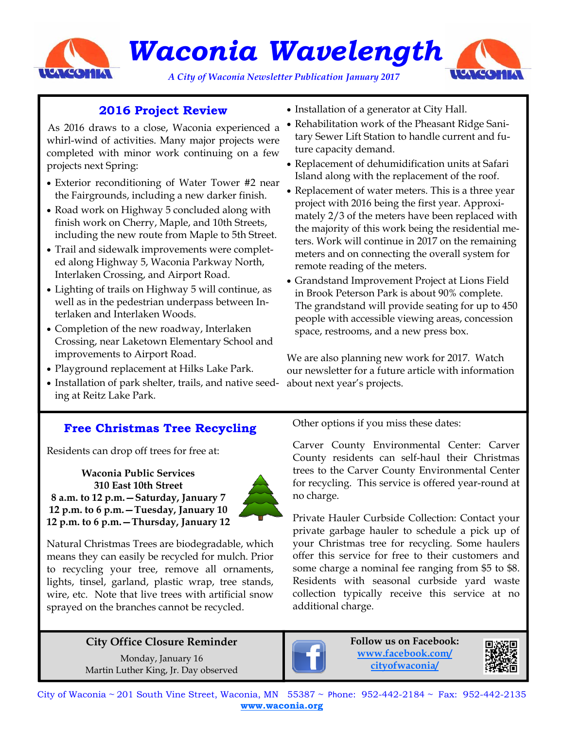# Waconia Wavelength

*A City of Waconia Newsletter Publication January 2017*

## 2016 Project Review

As 2016 draws to a close, Waconia experienced a whirl-wind of activities. Many major projects were completed with minor work continuing on a few projects next Spring:

- Exterior reconditioning of Water Tower #2 near the Fairgrounds, including a new darker finish.
- Road work on Highway 5 concluded along with finish work on Cherry, Maple, and 10th Streets, including the new route from Maple to 5th Street.
- Trail and sidewalk improvements were completed along Highway 5, Waconia Parkway North, Interlaken Crossing, and Airport Road.
- Lighting of trails on Highway 5 will continue, as well as in the pedestrian underpass between Interlaken and Interlaken Woods.
- Completion of the new roadway, Interlaken Crossing, near Laketown Elementary School and improvements to Airport Road.
- Playground replacement at Hilks Lake Park.
- Installation of park shelter, trails, and native seeding at Reitz Lake Park.
- Installation of a generator at City Hall.
- Rehabilitation work of the Pheasant Ridge Sanitary Sewer Lift Station to handle current and future capacity demand.
- Replacement of dehumidification units at Safari Island along with the replacement of the roof.
- Replacement of water meters. This is a three year project with 2016 being the first year. Approximately 2/3 of the meters have been replaced with the majority of this work being the residential meters. Work will continue in 2017 on the remaining meters and on connecting the overall system for remote reading of the meters.
- Grandstand Improvement Project at Lions Field in Brook Peterson Park is about 90% complete. The grandstand will provide seating for up to 450 people with accessible viewing areas, concession space, restrooms, and a new press box.

We are also planning new work for 2017. Watch our newsletter for a future article with information about next year's projects.

## Free Christmas Tree Recycling

Residents can drop off trees for free at:

**Waconia Public Services**
**310 East 10th Street**
**8 a.m. to 12 p.m.—Saturday, January 7**
**12 p.m. to 6 p.m.—Tuesday, January 10**
**12 p.m. to 6 p.m.—Thursday, January 12**

Natural Christmas Trees are biodegradable, which means they can easily be recycled for mulch. Prior to recycling your tree, remove all ornaments, lights, tinsel, garland, plastic wrap, tree stands, wire, etc. Note that live trees with artificial snow sprayed on the branches cannot be recycled.

Other options if you miss these dates:

Carver County Environmental Center: Carver County residents can self-haul their Christmas trees to the Carver County Environmental Center for recycling. This service is offered year-round at no charge.

Private Hauler Curbside Collection: Contact your private garbage hauler to schedule a pick up of your Christmas tree for recycling. Some haulers offer this service for free to their customers and some charge a nominal fee ranging from $5 to $8. Residents with seasonal curbside yard waste collection typically receive this service at no additional charge.

### City Office Closure Reminder

Monday, January 16
Martin Luther King, Jr. Day observed

### Follow us on Facebook:

[www.facebook.com/cityofwaconia/](www.facebook.com/cityofwaconia/)

City of Waconia ~ 201 South Vine Street, Waconia, MN 55387 ~ Phone: 952-442-2184 ~ Fax: 952-442-2135
**www.waconia.org**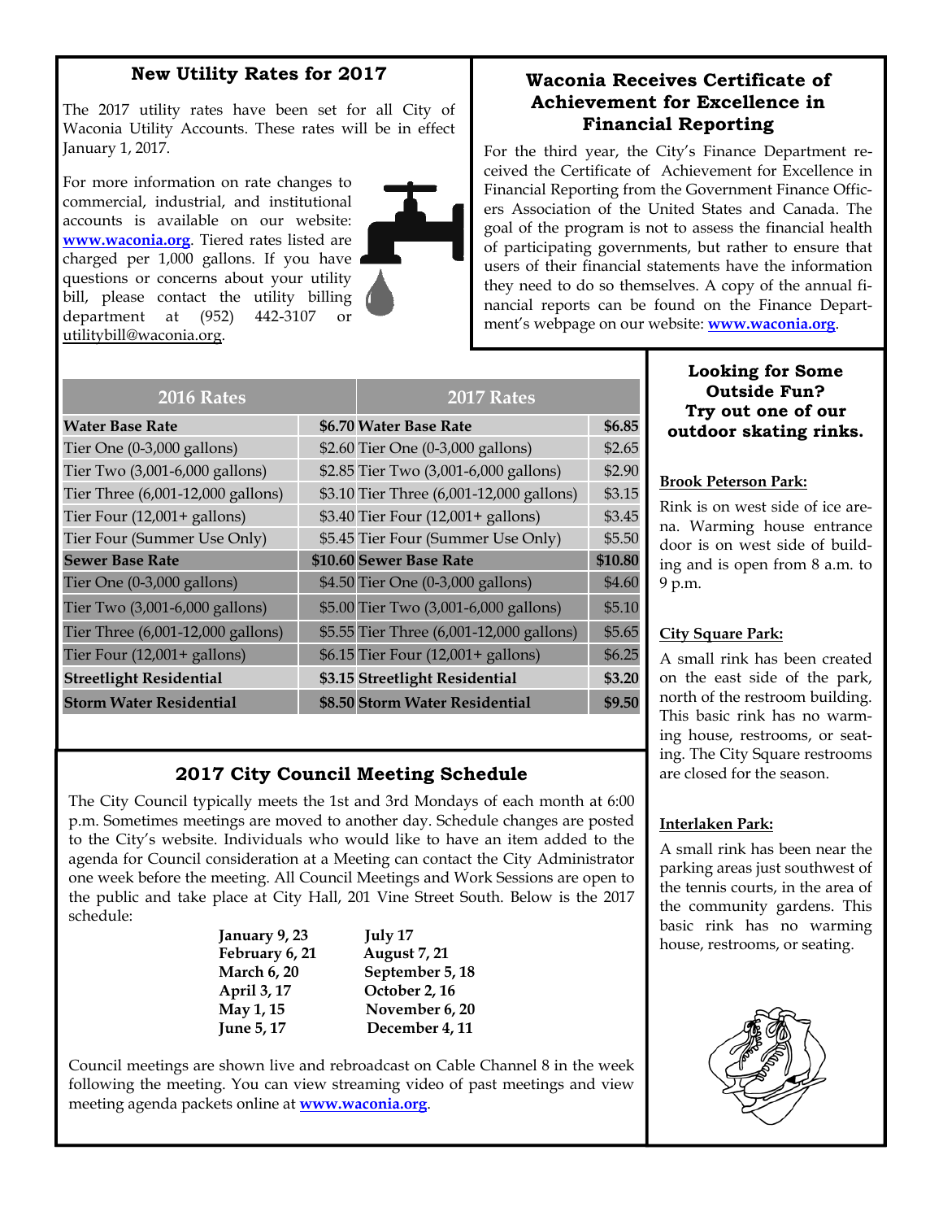## New Utility Rates for 2017

The 2017 utility rates have been set for all City of Waconia Utility Accounts. These rates will be in effect January 1, 2017.

For more information on rate changes to commercial, industrial, and institutional accounts is available on our website: **www.waconia.org**. Tiered rates listed are charged per 1,000 gallons. If you have questions or concerns about your utility bill, please contact the utility billing department at (952) 442-3107 or utilitybill@waconia.org.

| 2016 Rates | | 2017 Rates | |
|---|---|---|---|
| **Water Base Rate** | **$6.70** | **Water Base Rate** | **$6.85** |
| Tier One (0-3,000 gallons) | $2.60 | Tier One (0-3,000 gallons) | $2.65 |
| Tier Two (3,001-6,000 gallons) | $2.85 | Tier Two (3,001-6,000 gallons) | $2.90 |
| Tier Three (6,001-12,000 gallons) | $3.10 | Tier Three (6,001-12,000 gallons) | $3.15 |
| Tier Four (12,001+ gallons) | $3.40 | Tier Four (12,001+ gallons) | $3.45 |
| Tier Four (Summer Use Only) | $5.45 | Tier Four (Summer Use Only) | $5.50 |
| **Sewer Base Rate** | **$10.60** | **Sewer Base Rate** | **$10.80** |
| Tier One (0-3,000 gallons) | $4.50 | Tier One (0-3,000 gallons) | $4.60 |
| Tier Two (3,001-6,000 gallons) | $5.00 | Tier Two (3,001-6,000 gallons) | $5.10 |
| Tier Three (6,001-12,000 gallons) | $5.55 | Tier Three (6,001-12,000 gallons) | $5.65 |
| Tier Four (12,001+ gallons) | $6.15 | Tier Four (12,001+ gallons) | $6.25 |
| **Streetlight Residential** | **$3.15** | **Streetlight Residential** | **$3.20** |
| **Storm Water Residential** | **$8.50** | **Storm Water Residential** | **$9.50** |

## Waconia Receives Certificate of Achievement for Excellence in Financial Reporting

For the third year, the City's Finance Department received the Certificate of Achievement for Excellence in Financial Reporting from the Government Finance Officers Association of the United States and Canada. The goal of the program is not to assess the financial health of participating governments, but rather to ensure that users of their financial statements have the information they need to do so themselves. A copy of the annual financial reports can be found on the Finance Department's webpage on our website: **www.waconia.org**.

## 2017 City Council Meeting Schedule

The City Council typically meets the 1st and 3rd Mondays of each month at 6:00 p.m. Sometimes meetings are moved to another day. Schedule changes are posted to the City's website. Individuals who would like to have an item added to the agenda for Council consideration at a Meeting can contact the City Administrator one week before the meeting. All Council Meetings and Work Sessions are open to the public and take place at City Hall, 201 Vine Street South. Below is the 2017 schedule:

| | |
|---|---|
| **January 9, 23** | **July 17** |
| **February 6, 21** | **August 7, 21** |
| **March 6, 20** | **September 5, 18** |
| **April 3, 17** | **October 2, 16** |
| **May 1, 15** | **November 6, 20** |
| **June 5, 17** | **December 4, 11** |

Council meetings are shown live and rebroadcast on Cable Channel 8 in the week following the meeting. You can view streaming video of past meetings and view meeting agenda packets online at **www.waconia.org**.

## Looking for Some Outside Fun? Try out one of our outdoor skating rinks.

**Brook Peterson Park:**

Rink is on west side of ice arena. Warming house entrance door is on west side of building and is open from 8 a.m. to 9 p.m.

**City Square Park:**

A small rink has been created on the east side of the park, north of the restroom building. This basic rink has no warming house, restrooms, or seating. The City Square restrooms are closed for the season.

**Interlaken Park:**

A small rink has been near the parking areas just southwest of the tennis courts, in the area of the community gardens. This basic rink has no warming house, restrooms, or seating.